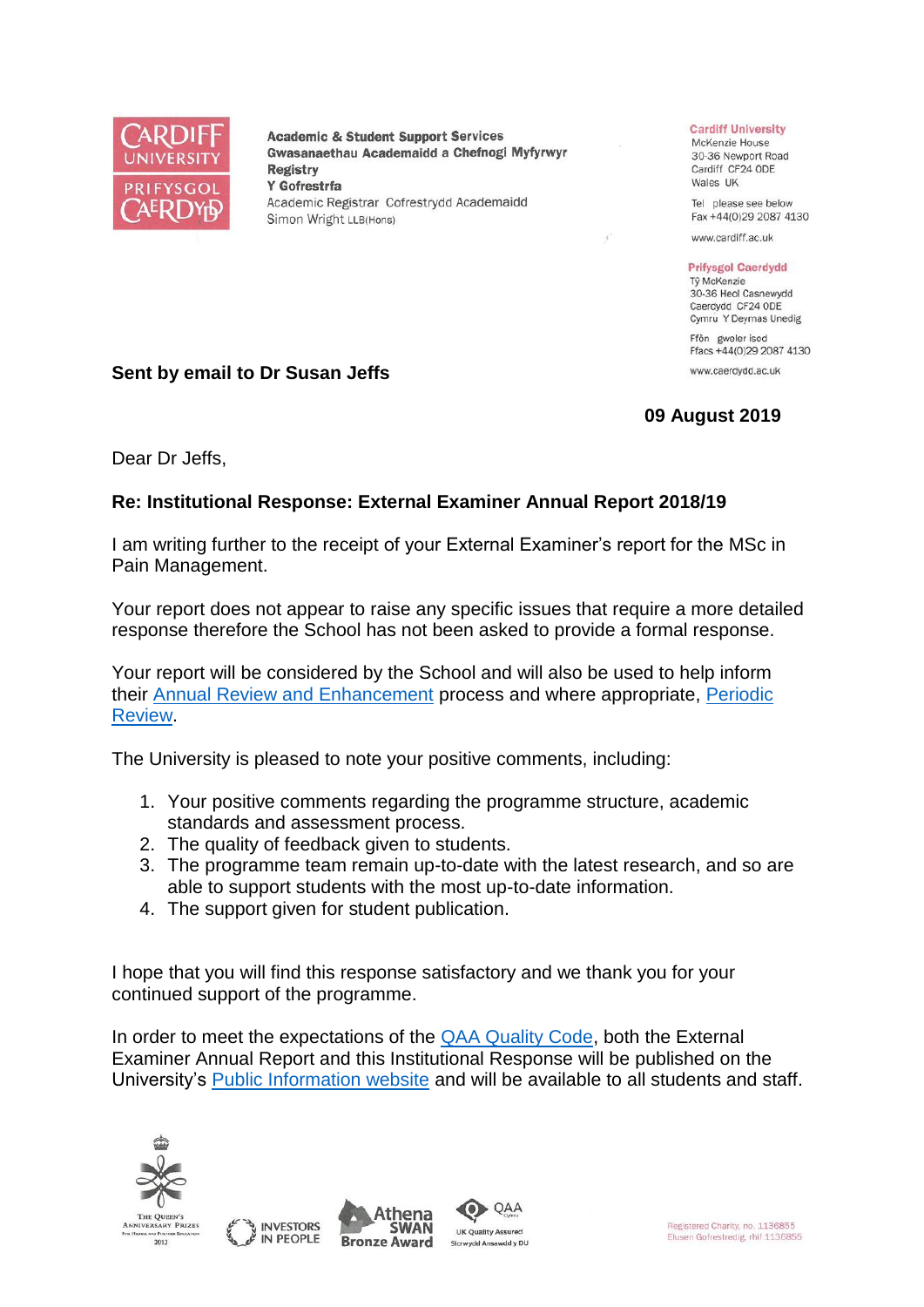Academic & Student Support Services
Gwasanaethau Academaidd a Chefnogi Myfyrwyr
**Registry**
**Y Gofrestrfa**
Academic Registrar Cofrestrydd Academaidd
Simon Wright LLB(Hons)

**Cardiff University**
McKenzie House
30-36 Newport Road
Cardiff CF24 0DE
Wales UK

Tel please see below
Fax +44(0)29 2087 4130

www.cardiff.ac.uk

**Prifysgol Caerdydd**
Tŷ McKenzie
30-36 Heol Casnewydd
Caerdydd CF24 0DE
Cymru Y Deyrnas Unedig

Ffôn gweler isod
Ffacs +44(0)29 2087 4130

www.caerdydd.ac.uk

**Sent by email to Dr Susan Jeffs**

**09 August 2019**

Dear Dr Jeffs,

**Re: Institutional Response: External Examiner Annual Report 2018/19**

I am writing further to the receipt of your External Examiner's report for the MSc in Pain Management.

Your report does not appear to raise any specific issues that require a more detailed response therefore the School has not been asked to provide a formal response.

Your report will be considered by the School and will also be used to help inform their Annual Review and Enhancement process and where appropriate, Periodic Review.

The University is pleased to note your positive comments, including:

1. Your positive comments regarding the programme structure, academic standards and assessment process.
2. The quality of feedback given to students.
3. The programme team remain up-to-date with the latest research, and so are able to support students with the most up-to-date information.
4. The support given for student publication.

I hope that you will find this response satisfactory and we thank you for your continued support of the programme.

In order to meet the expectations of the QAA Quality Code, both the External Examiner Annual Report and this Institutional Response will be published on the University's Public Information website and will be available to all students and staff.

Registered Charity, no. 1136855
Elusen Gofrestredig, rhif 1136855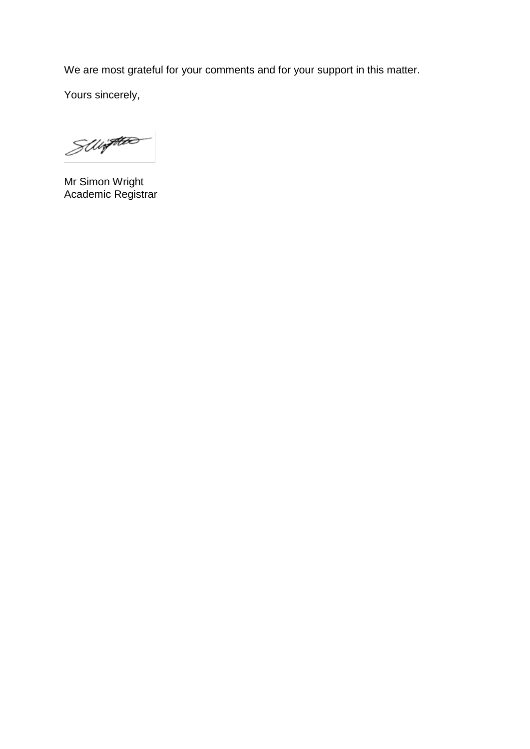We are most grateful for your comments and for your support in this matter.

Yours sincerely,

Mr Simon Wright  
Academic Registrar